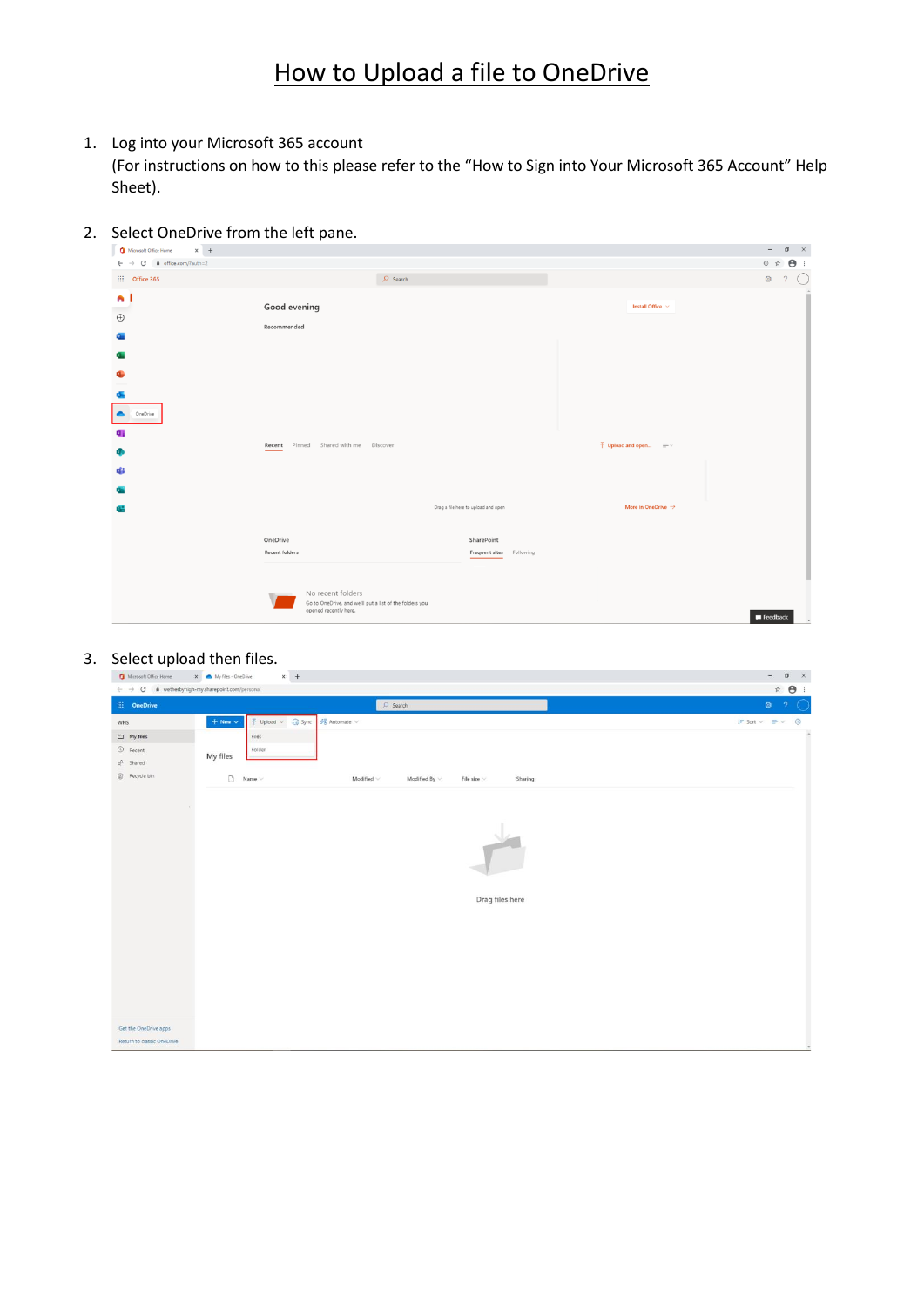# How to Upload a file to OneDrive

1. Log into your Microsoft 365 account
   (For instructions on how to this please refer to the "How to Sign into Your Microsoft 365 Account" Help Sheet).

2. Select OneDrive from the left pane.

3. Select upload then files.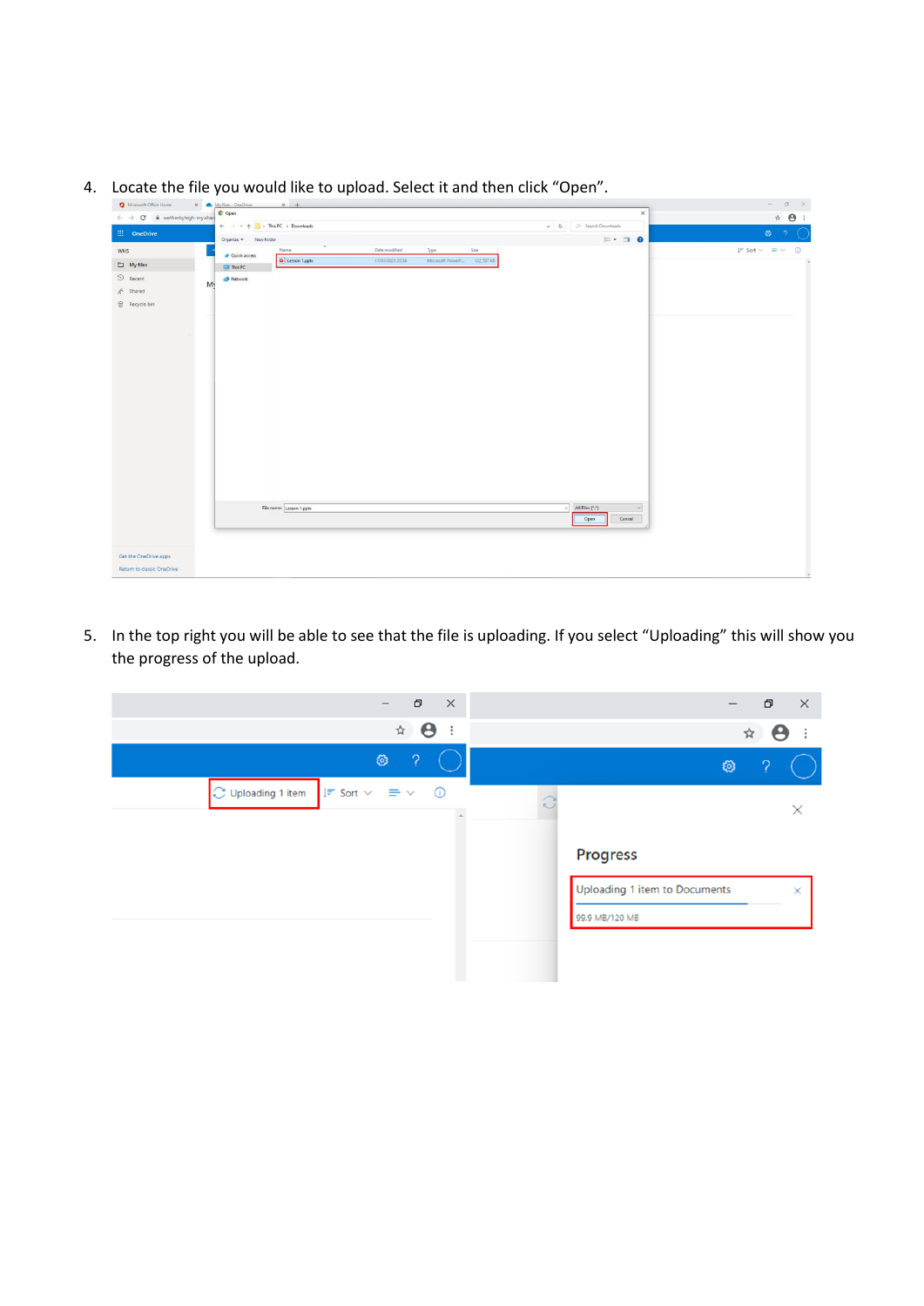4. Locate the file you would like to upload. Select it and then click "Open".

5. In the top right you will be able to see that the file is uploading. If you select "Uploading" this will show you the progress of the upload.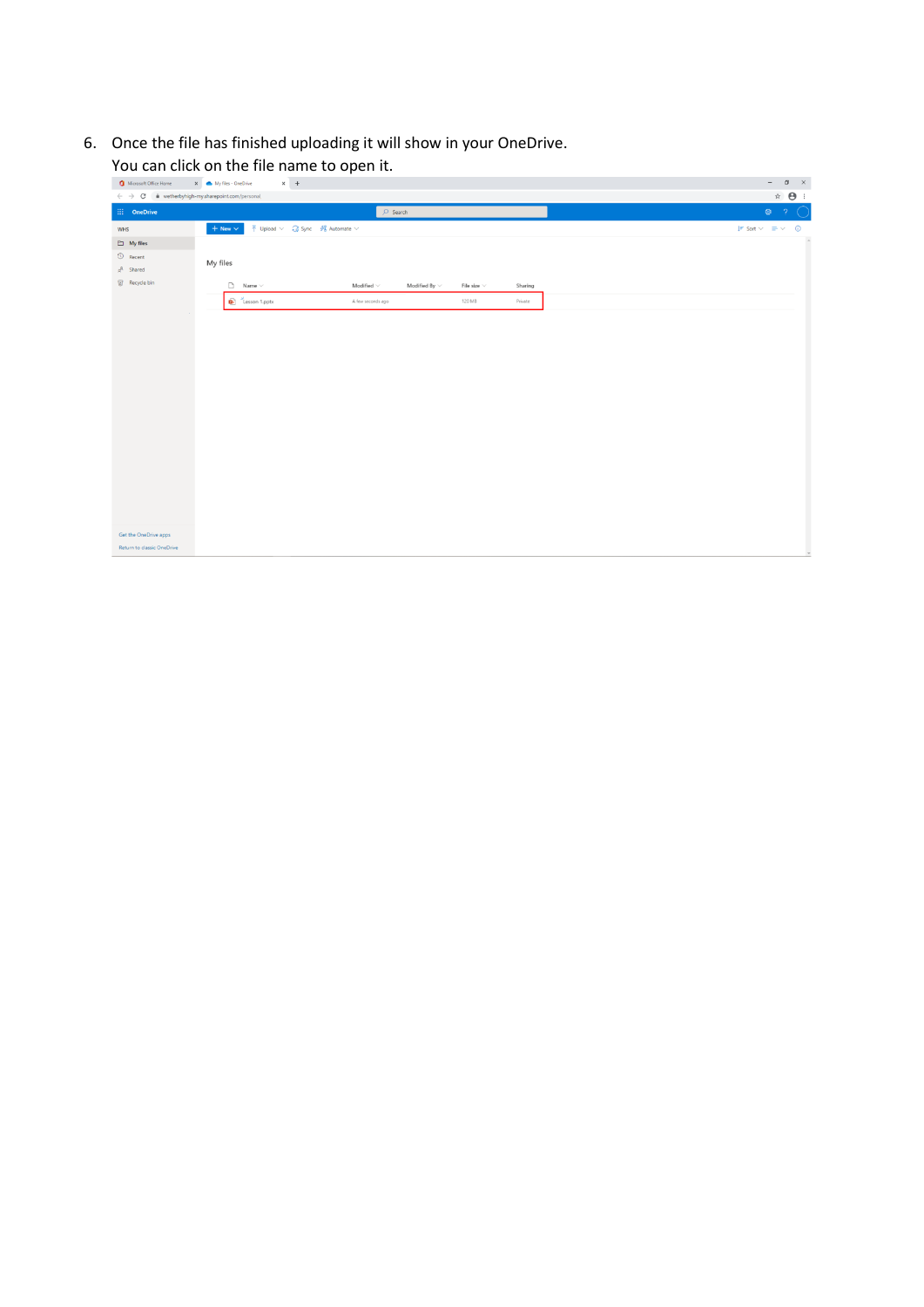6. Once the file has finished uploading it will show in your OneDrive.
   You can click on the file name to open it.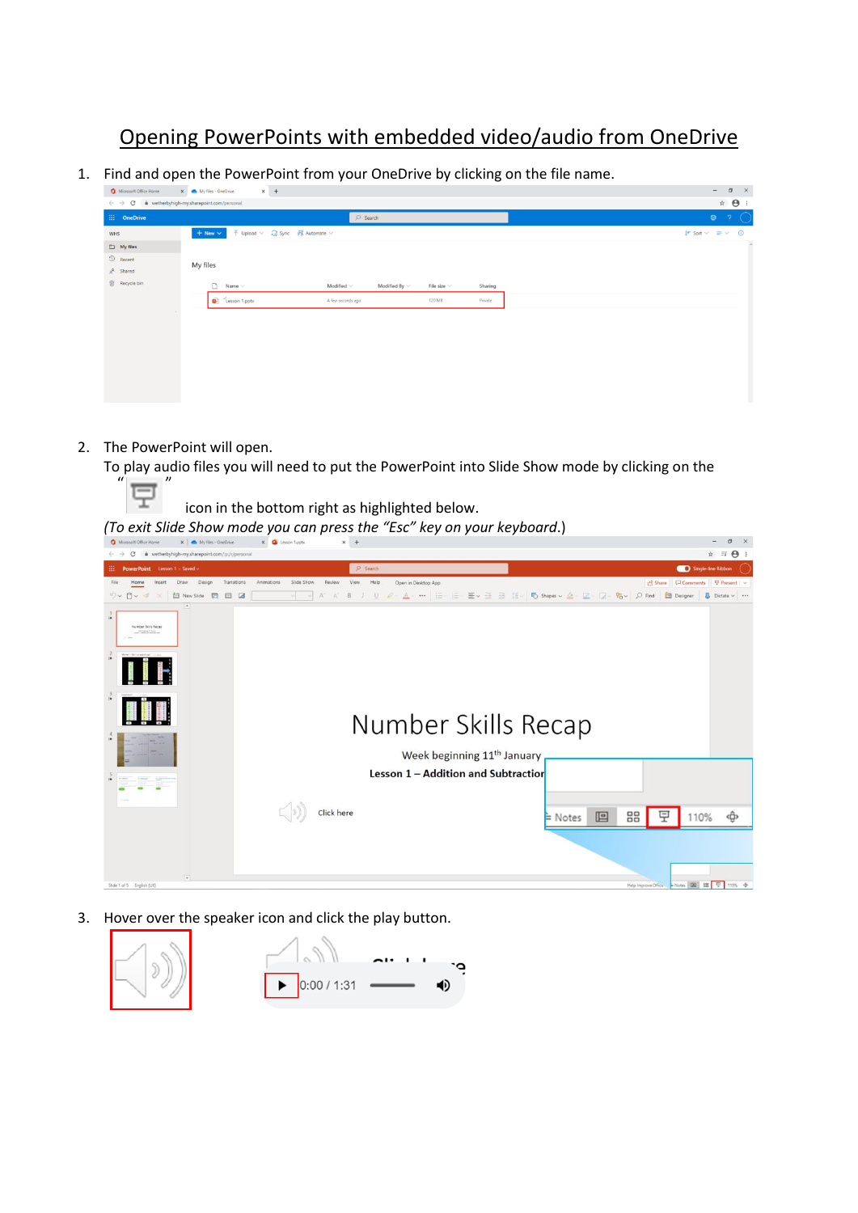# Opening PowerPoints with embedded video/audio from OneDrive

1. Find and open the PowerPoint from your OneDrive by clicking on the file name.

2. The PowerPoint will open.
   To play audio files you will need to put the PowerPoint into Slide Show mode by clicking on the " " icon in the bottom right as highlighted below.
   *(To exit Slide Show mode you can press the "Esc" key on your keyboard.)*

3. Hover over the speaker icon and click the play button.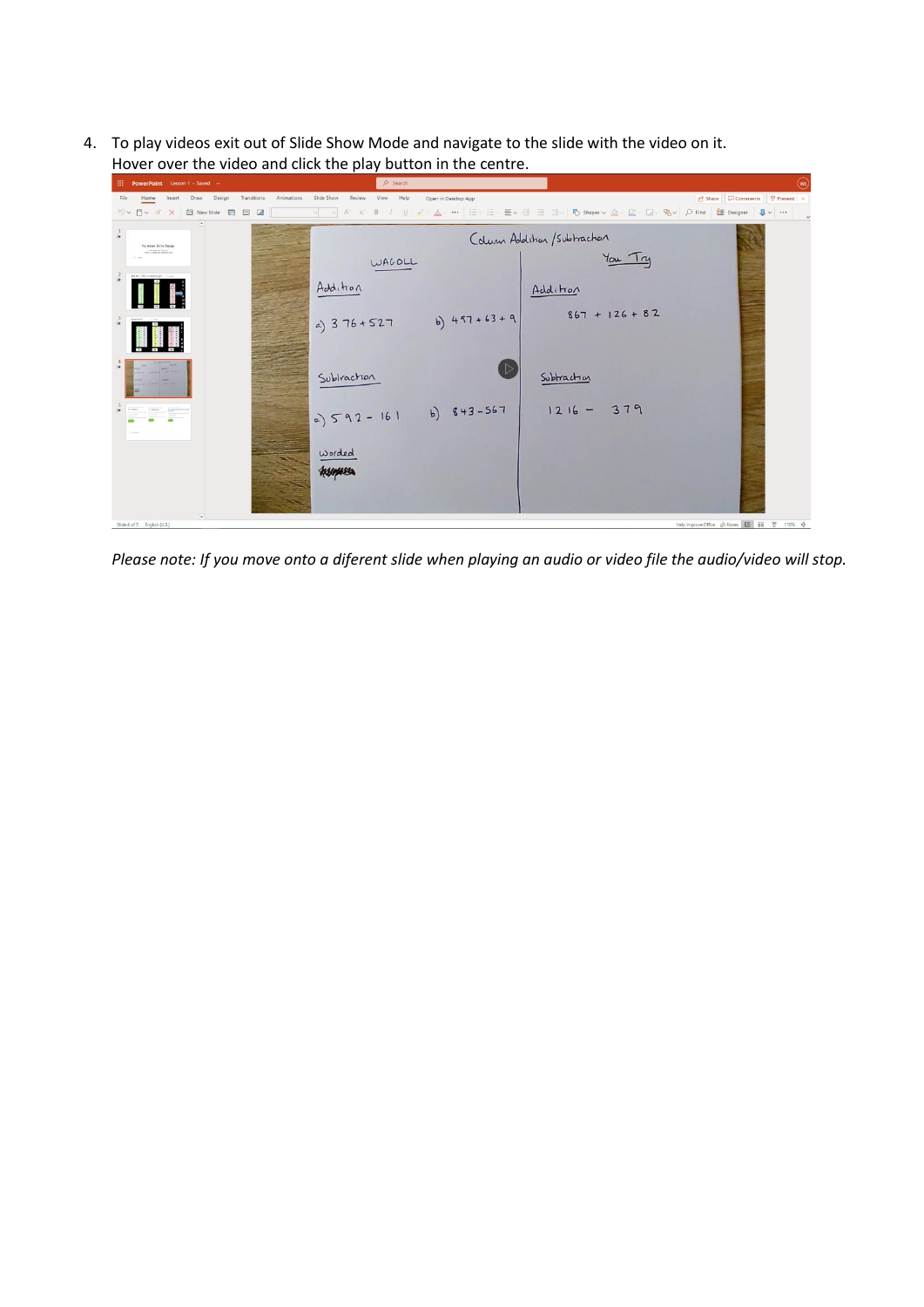4. To play videos exit out of Slide Show Mode and navigate to the slide with the video on it. Hover over the video and click the play button in the centre.

*Please note: If you move onto a diferent slide when playing an audio or video file the audio/video will stop.*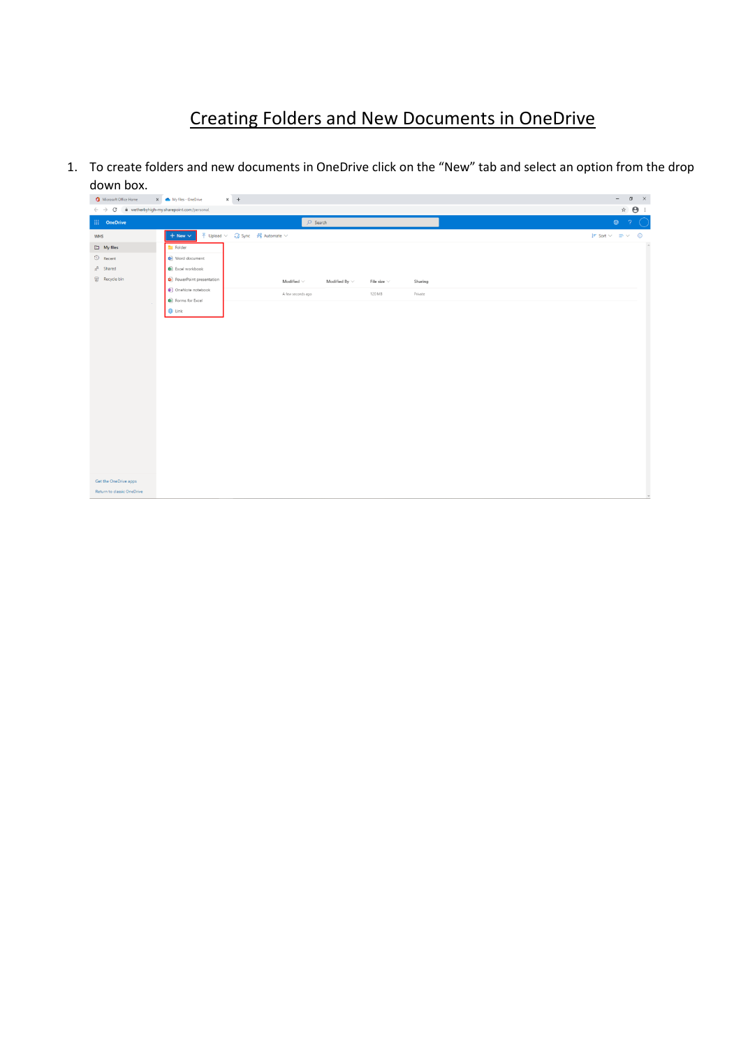# Creating Folders and New Documents in OneDrive

1. To create folders and new documents in OneDrive click on the "New" tab and select an option from the drop down box.